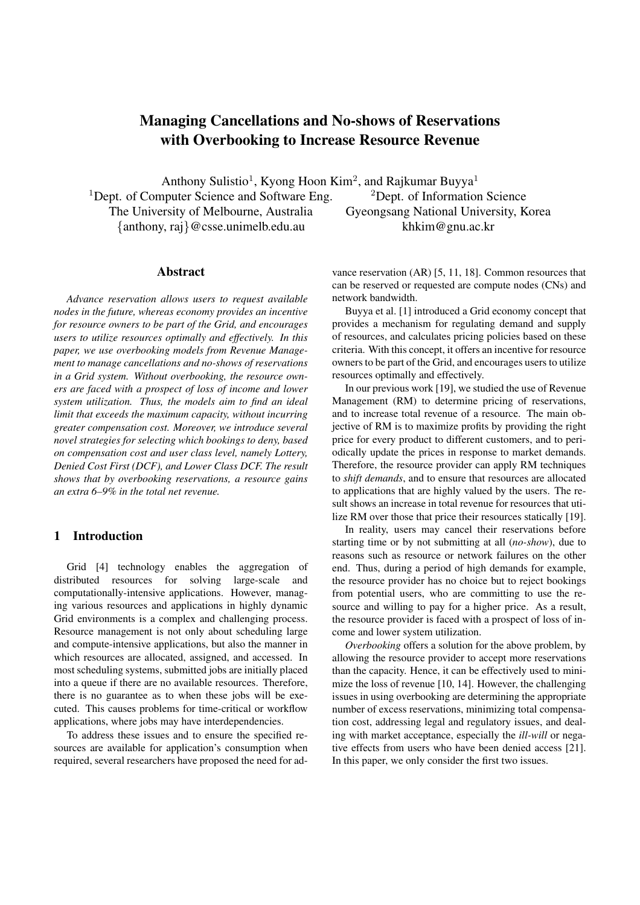# Managing Cancellations and No-shows of Reservations with Overbooking to Increase Resource Revenue

Anthony Sulistio[1], Kyong Hoon Kim[2], and Rajkumar Buyya[1]

[1]Dept. of Computer Science and Software Eng.
The University of Melbourne, Australia
{anthony, raj}@csse.unimelb.edu.au

[2]Dept. of Information Science
Gyeongsang National University, Korea
khkim@gnu.ac.kr

## Abstract

*Advance reservation allows users to request available nodes in the future, whereas economy provides an incentive for resource owners to be part of the Grid, and encourages users to utilize resources optimally and effectively. In this paper, we use overbooking models from Revenue Management to manage cancellations and no-shows of reservations in a Grid system. Without overbooking, the resource owners are faced with a prospect of loss of income and lower system utilization. Thus, the models aim to find an ideal limit that exceeds the maximum capacity, without incurring greater compensation cost. Moreover, we introduce several novel strategies for selecting which bookings to deny, based on compensation cost and user class level, namely Lottery, Denied Cost First (DCF), and Lower Class DCF. The result shows that by overbooking reservations, a resource gains an extra 6–9% in the total net revenue.*

## 1 Introduction

Grid [4] technology enables the aggregation of distributed resources for solving large-scale and computationally-intensive applications. However, managing various resources and applications in highly dynamic Grid environments is a complex and challenging process. Resource management is not only about scheduling large and compute-intensive applications, but also the manner in which resources are allocated, assigned, and accessed. In most scheduling systems, submitted jobs are initially placed into a queue if there are no available resources. Therefore, there is no guarantee as to when these jobs will be executed. This causes problems for time-critical or workflow applications, where jobs may have interdependencies.

To address these issues and to ensure the specified resources are available for application's consumption when required, several researchers have proposed the need for advance reservation (AR) [5, 11, 18]. Common resources that can be reserved or requested are compute nodes (CNs) and network bandwidth.

Buyya et al. [1] introduced a Grid economy concept that provides a mechanism for regulating demand and supply of resources, and calculates pricing policies based on these criteria. With this concept, it offers an incentive for resource owners to be part of the Grid, and encourages users to utilize resources optimally and effectively.

In our previous work [19], we studied the use of Revenue Management (RM) to determine pricing of reservations, and to increase total revenue of a resource. The main objective of RM is to maximize profits by providing the right price for every product to different customers, and to periodically update the prices in response to market demands. Therefore, the resource provider can apply RM techniques to *shift demands*, and to ensure that resources are allocated to applications that are highly valued by the users. The result shows an increase in total revenue for resources that utilize RM over those that price their resources statically [19].

In reality, users may cancel their reservations before starting time or by not submitting at all (*no-show*), due to reasons such as resource or network failures on the other end. Thus, during a period of high demands for example, the resource provider has no choice but to reject bookings from potential users, who are committing to use the resource and willing to pay for a higher price. As a result, the resource provider is faced with a prospect of loss of income and lower system utilization.

*Overbooking* offers a solution for the above problem, by allowing the resource provider to accept more reservations than the capacity. Hence, it can be effectively used to minimize the loss of revenue [10, 14]. However, the challenging issues in using overbooking are determining the appropriate number of excess reservations, minimizing total compensation cost, addressing legal and regulatory issues, and dealing with market acceptance, especially the *ill-will* or negative effects from users who have been denied access [21]. In this paper, we only consider the first two issues.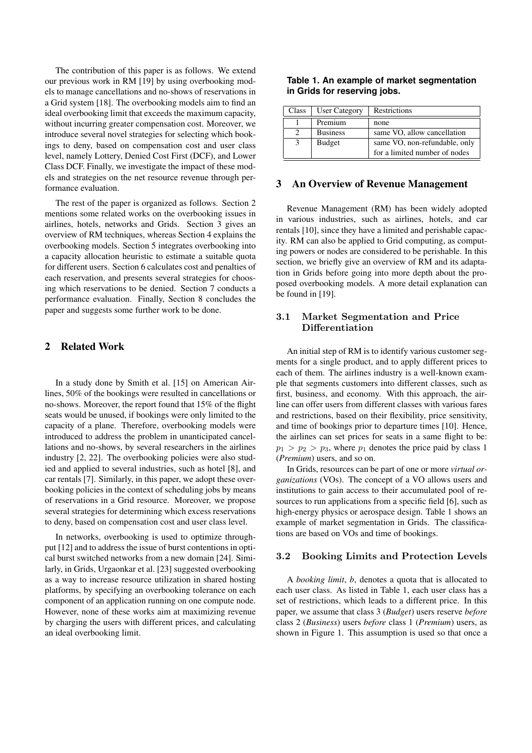The contribution of this paper is as follows. We extend our previous work in RM [19] by using overbooking models to manage cancellations and no-shows of reservations in a Grid system [18]. The overbooking models aim to find an ideal overbooking limit that exceeds the maximum capacity, without incurring greater compensation cost. Moreover, we introduce several novel strategies for selecting which bookings to deny, based on compensation cost and user class level, namely Lottery, Denied Cost First (DCF), and Lower Class DCF. Finally, we investigate the impact of these models and strategies on the net resource revenue through performance evaluation.

The rest of the paper is organized as follows. Section 2 mentions some related works on the overbooking issues in airlines, hotels, networks and Grids. Section 3 gives an overview of RM techniques, whereas Section 4 explains the overbooking models. Section 5 integrates overbooking into a capacity allocation heuristic to estimate a suitable quota for different users. Section 6 calculates cost and penalties of each reservation, and presents several strategies for choosing which reservations to be denied. Section 7 conducts a performance evaluation. Finally, Section 8 concludes the paper and suggests some further work to be done.

## 2 Related Work

In a study done by Smith et al. [15] on American Airlines, 50% of the bookings were resulted in cancellations or no-shows. Moreover, the report found that 15% of the flight seats would be unused, if bookings were only limited to the capacity of a plane. Therefore, overbooking models were introduced to address the problem in unanticipated cancellations and no-shows, by several researchers in the airlines industry [2, 22]. The overbooking policies were also studied and applied to several industries, such as hotel [8], and car rentals [7]. Similarly, in this paper, we adopt these overbooking policies in the context of scheduling jobs by means of reservations in a Grid resource. Moreover, we propose several strategies for determining which excess reservations to deny, based on compensation cost and user class level.

In networks, overbooking is used to optimize throughput [12] and to address the issue of burst contentions in optical burst switched networks from a new domain [24]. Similarly, in Grids, Urgaonkar et al. [23] suggested overbooking as a way to increase resource utilization in shared hosting platforms, by specifying an overbooking tolerance on each component of an application running on one compute node. However, none of these works aim at maximizing revenue by charging the users with different prices, and calculating an ideal overbooking limit.

**Table 1. An example of market segmentation in Grids for reserving jobs.**

| Class | User Category | Restrictions |
|---|---|---|
| 1 | Premium | none |
| 2 | Business | same VO, allow cancellation |
| 3 | Budget | same VO, non-refundable, only for a limited number of nodes |

## 3 An Overview of Revenue Management

Revenue Management (RM) has been widely adopted in various industries, such as airlines, hotels, and car rentals [10], since they have a limited and perishable capacity. RM can also be applied to Grid computing, as computing powers or nodes are considered to be perishable. In this section, we briefly give an overview of RM and its adaptation in Grids before going into more depth about the proposed overbooking models. A more detail explanation can be found in [19].

### 3.1 Market Segmentation and Price Differentiation

An initial step of RM is to identify various customer segments for a single product, and to apply different prices to each of them. The airlines industry is a well-known example that segments customers into different classes, such as first, business, and economy. With this approach, the airline can offer users from different classes with various fares and restrictions, based on their flexibility, price sensitivity, and time of bookings prior to departure times [10]. Hence, the airlines can set prices for seats in a same flight to be: $p_1 > p_2 > p_3$, where $p_1$ denotes the price paid by class 1 (*Premium*) users, and so on.

In Grids, resources can be part of one or more *virtual organizations* (VOs). The concept of a VO allows users and institutions to gain access to their accumulated pool of resources to run applications from a specific field [6], such as high-energy physics or aerospace design. Table 1 shows an example of market segmentation in Grids. The classifications are based on VOs and time of bookings.

### 3.2 Booking Limits and Protection Levels

A *booking limit*, *b*, denotes a quota that is allocated to each user class. As listed in Table 1, each user class has a set of restrictions, which leads to a different price. In this paper, we assume that class 3 (*Budget*) users reserve *before* class 2 (*Business*) users *before* class 1 (*Premium*) users, as shown in Figure 1. This assumption is used so that once a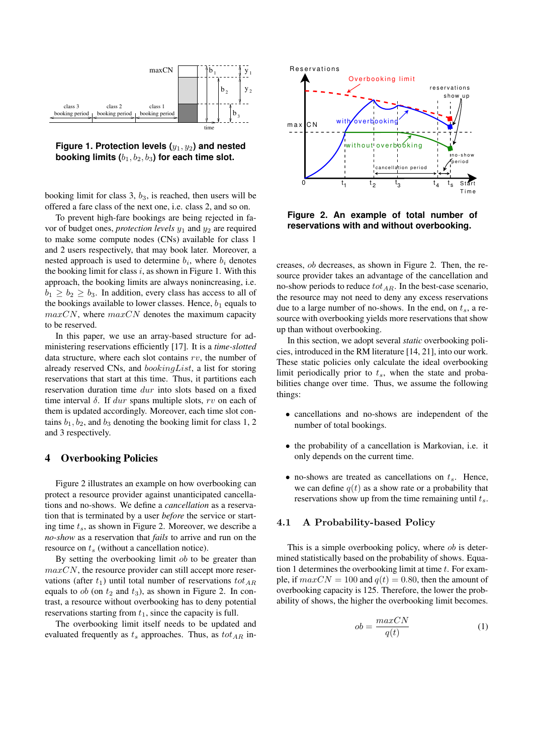**Figure 1. Protection levels ($y_1, y_2$) and nested booking limits ($b_1, b_2, b_3$) for each time slot.**

booking limit for class 3, $b_3$, is reached, then users will be offered a fare class of the next one, i.e. class 2, and so on.

To prevent high-fare bookings are being rejected in favor of budget ones, *protection levels* $y_1$ and $y_2$ are required to make some compute nodes (CNs) available for class 1 and 2 users respectively, that may book later. Moreover, a nested approach is used to determine $b_i$, where $b_i$ denotes the booking limit for class $i$, as shown in Figure 1. With this approach, the booking limits are always nonincreasing, i.e. $b_1 \geq b_2 \geq b_3$. In addition, every class has access to all of the bookings available to lower classes. Hence, $b_1$ equals to $maxCN$, where $maxCN$ denotes the maximum capacity to be reserved.

In this paper, we use an array-based structure for administering reservations efficiently [17]. It is a *time-slotted* data structure, where each slot contains $rv$, the number of already reserved CNs, and $bookingList$, a list for storing reservations that start at this time. Thus, it partitions each reservation duration time $dur$ into slots based on a fixed time interval $\delta$. If $dur$ spans multiple slots, $rv$ on each of them is updated accordingly. Moreover, each time slot contains $b_1$, $b_2$, and $b_3$ denoting the booking limit for class 1, 2 and 3 respectively.

## 4 Overbooking Policies

Figure 2 illustrates an example on how overbooking can protect a resource provider against unanticipated cancellations and no-shows. We define a *cancellation* as a reservation that is terminated by a user *before* the service or starting time $t_s$, as shown in Figure 2. Moreover, we describe a *no-show* as a reservation that *fails* to arrive and run on the resource on $t_s$ (without a cancellation notice).

By setting the overbooking limit $ob$ to be greater than $maxCN$, the resource provider can still accept more reservations (after $t_1$) until total number of reservations $tot_{AR}$ equals to $ob$ (on $t_2$ and $t_3$), as shown in Figure 2. In contrast, a resource without overbooking has to deny potential reservations starting from $t_1$, since the capacity is full.

The overbooking limit itself needs to be updated and evaluated frequently as $t_s$ approaches. Thus, as $tot_{AR}$ increases, $ob$ decreases, as shown in Figure 2. Then, the resource provider takes an advantage of the cancellation and no-show periods to reduce $tot_{AR}$. In the best-case scenario, the resource may not need to deny any excess reservations due to a large number of no-shows. In the end, on $t_s$, a resource with overbooking yields more reservations that show up than without overbooking.

**Figure 2. An example of total number of reservations with and without overbooking.**

In this section, we adopt several *static* overbooking policies, introduced in the RM literature [14, 21], into our work. These static policies only calculate the ideal overbooking limit periodically prior to $t_s$, when the state and probabilities change over time. Thus, we assume the following things:

- cancellations and no-shows are independent of the number of total bookings.
- the probability of a cancellation is Markovian, i.e. it only depends on the current time.
- no-shows are treated as cancellations on $t_s$. Hence, we can define $q(t)$ as a show rate or a probability that reservations show up from the time remaining until $t_s$.

### 4.1 A Probability-based Policy

This is a simple overbooking policy, where $ob$ is determined statistically based on the probability of shows. Equation 1 determines the overbooking limit at time $t$. For example, if $maxCN = 100$ and $q(t) = 0.80$, then the amount of overbooking capacity is 125. Therefore, the lower the probability of shows, the higher the overbooking limit becomes.

$$ob = \frac{maxCN}{q(t)} \tag{1}$$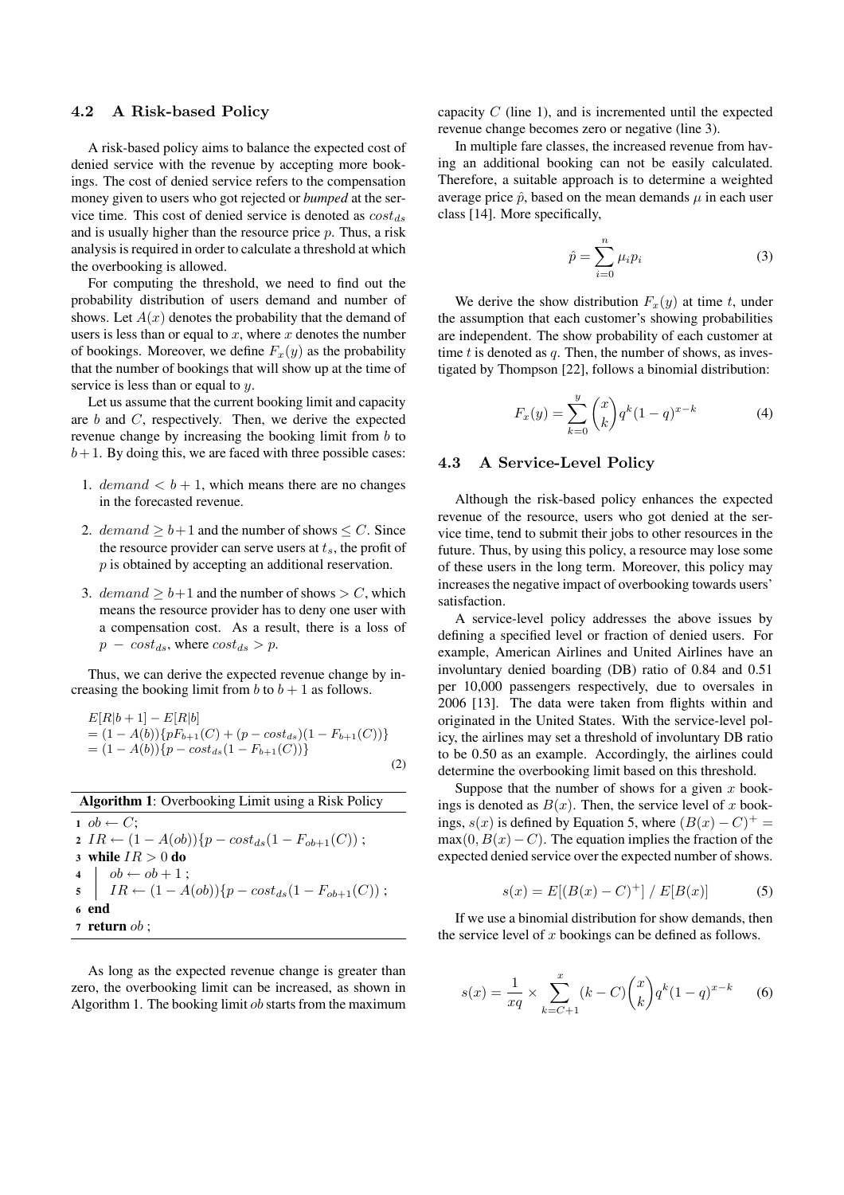### 4.2 A Risk-based Policy

A risk-based policy aims to balance the expected cost of denied service with the revenue by accepting more bookings. The cost of denied service refers to the compensation money given to users who got rejected or *bumped* at the service time. This cost of denied service is denoted as $cost_{ds}$ and is usually higher than the resource price $p$. Thus, a risk analysis is required in order to calculate a threshold at which the overbooking is allowed.

For computing the threshold, we need to find out the probability distribution of users demand and number of shows. Let $A(x)$ denotes the probability that the demand of users is less than or equal to $x$, where $x$ denotes the number of bookings. Moreover, we define $F_x(y)$ as the probability that the number of bookings that will show up at the time of service is less than or equal to $y$.

Let us assume that the current booking limit and capacity are $b$ and $C$, respectively. Then, we derive the expected revenue change by increasing the booking limit from $b$ to $b+1$. By doing this, we are faced with three possible cases:

1. $demand < b+1$, which means there are no changes in the forecasted revenue.
2. $demand \geq b+1$ and the number of shows $\leq C$. Since the resource provider can serve users at $t_s$, the profit of $p$ is obtained by accepting an additional reservation.
3. $demand \geq b+1$ and the number of shows $> C$, which means the resource provider has to deny one user with a compensation cost. As a result, there is a loss of $p - cost_{ds}$, where $cost_{ds} > p$.

Thus, we can derive the expected revenue change by increasing the booking limit from $b$ to $b+1$ as follows.

$$
\begin{aligned}
&E[R|b+1] - E[R|b] \\
&= (1 - A(b))\{pF_{b+1}(C) + (p - cost_{ds})(1 - F_{b+1}(C))\} \\
&= (1 - A(b))\{p - cost_{ds}(1 - F_{b+1}(C))\}
\end{aligned}
\tag{2}
$$

**Algorithm 1**: Overbooking Limit using a Risk Policy

```
1 ob ← C;
2 IR ← (1 − A(ob)){p − cost_ds(1 − F_{ob+1}(C)) ;
3 while IR > 0 do
4 |   ob ← ob + 1 ;
5 |   IR ← (1 − A(ob)){p − cost_ds(1 − F_{ob+1}(C)) ;
6 end
7 return ob ;
```

As long as the expected revenue change is greater than zero, the overbooking limit can be increased, as shown in Algorithm 1. The booking limit *ob* starts from the maximum capacity $C$ (line 1), and is incremented until the expected revenue change becomes zero or negative (line 3).

In multiple fare classes, the increased revenue from having an additional booking can not be easily calculated. Therefore, a suitable approach is to determine a weighted average price $\hat{p}$, based on the mean demands $\mu$ in each user class [14]. More specifically,

$$
\hat{p} = \sum_{i=0}^{n} \mu_i p_i \tag{3}
$$

We derive the show distribution $F_x(y)$ at time $t$, under the assumption that each customer's showing probabilities are independent. The show probability of each customer at time $t$ is denoted as $q$. Then, the number of shows, as investigated by Thompson [22], follows a binomial distribution:

$$
F_x(y) = \sum_{k=0}^{y} \binom{x}{k} q^k (1-q)^{x-k} \tag{4}
$$

### 4.3 A Service-Level Policy

Although the risk-based policy enhances the expected revenue of the resource, users who got denied at the service time, tend to submit their jobs to other resources in the future. Thus, by using this policy, a resource may lose some of these users in the long term. Moreover, this policy may increases the negative impact of overbooking towards users' satisfaction.

A service-level policy addresses the above issues by defining a specified level or fraction of denied users. For example, American Airlines and United Airlines have an involuntary denied boarding (DB) ratio of 0.84 and 0.51 per 10,000 passengers respectively, due to oversales in 2006 [13]. The data were taken from flights within and originated in the United States. With the service-level policy, the airlines may set a threshold of involuntary DB ratio to be 0.50 as an example. Accordingly, the airlines could determine the overbooking limit based on this threshold.

Suppose that the number of shows for a given $x$ bookings is denoted as $B(x)$. Then, the service level of $x$ bookings, $s(x)$ is defined by Equation 5, where $(B(x) - C)^+ = \max(0, B(x) - C)$. The equation implies the fraction of the expected denied service over the expected number of shows.

$$
s(x) = E[(B(x) - C)^+] \;/\; E[B(x)] \tag{5}
$$

If we use a binomial distribution for show demands, then the service level of $x$ bookings can be defined as follows.

$$
s(x) = \frac{1}{xq} \times \sum_{k=C+1}^{x} (k - C) \binom{x}{k} q^k (1-q)^{x-k} \tag{6}
$$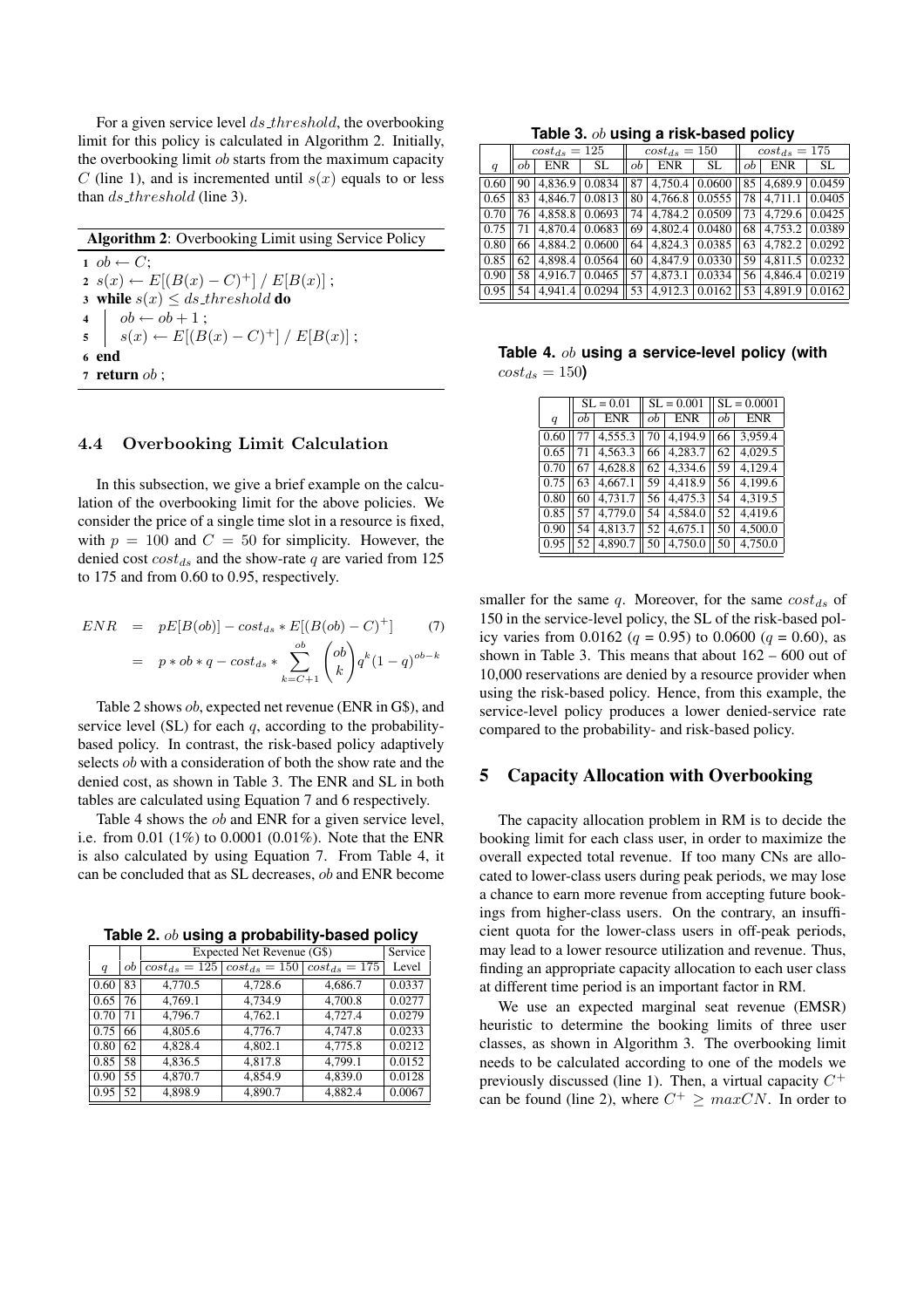For a given service level $ds\_threshold$, the overbooking limit for this policy is calculated in Algorithm 2. Initially, the overbooking limit $ob$ starts from the maximum capacity $C$ (line 1), and is incremented until $s(x)$ equals to or less than $ds\_threshold$ (line 3).

**Algorithm 2**: Overbooking Limit using Service Policy

```
1 ob ← C;
2 s(x) ← E[(B(x) − C)^+] / E[B(x)] ;
3 while s(x) ≤ ds_threshold do
4     ob ← ob + 1 ;
5     s(x) ← E[(B(x) − C)^+] / E[B(x)] ;
6 end
7 return ob ;
```

### 4.4 Overbooking Limit Calculation

In this subsection, we give a brief example on the calculation of the overbooking limit for the above policies. We consider the price of a single time slot in a resource is fixed, with $p = 100$ and $C = 50$ for simplicity. However, the denied cost $cost_{ds}$ and the show-rate $q$ are varied from 125 to 175 and from 0.60 to 0.95, respectively.

$$ENR = pE[B(ob)] - cost_{ds} * E[(B(ob) - C)^+] \quad (7)$$
$$= p * ob * q - cost_{ds} * \sum_{k=C+1}^{ob} \binom{ob}{k} q^k (1-q)^{ob-k}$$

Table 2 shows $ob$, expected net revenue (ENR in G$), and service level (SL) for each $q$, according to the probability-based policy. In contrast, the risk-based policy adaptively selects $ob$ with a consideration of both the show rate and the denied cost, as shown in Table 3. The ENR and SL in both tables are calculated using Equation 7 and 6 respectively.

Table 4 shows the $ob$ and ENR for a given service level, i.e. from 0.01 (1%) to 0.0001 (0.01%). Note that the ENR is also calculated by using Equation 7. From Table 4, it can be concluded that as SL decreases, $ob$ and ENR become smaller for the same $q$. Moreover, for the same $cost_{ds}$ of 150 in the service-level policy, the SL of the risk-based policy varies from 0.0162 ($q$ = 0.95) to 0.0600 ($q$ = 0.60), as shown in Table 3. This means that about 162 – 600 out of 10,000 reservations are denied by a resource provider when using the risk-based policy. Hence, from this example, the service-level policy produces a lower denied-service rate compared to the probability- and risk-based policy.

**Table 2.** $ob$ **using a probability-based policy**

| | | Expected Net Revenue (G$) | | | Service |
|---|---|---|---|---|---|
| $q$ | $ob$ | $cost_{ds} = 125$ | $cost_{ds} = 150$ | $cost_{ds} = 175$ | Level |
| 0.60 | 83 | 4,770.5 | 4,728.6 | 4,686.7 | 0.0337 |
| 0.65 | 76 | 4,769.1 | 4,734.9 | 4,700.8 | 0.0277 |
| 0.70 | 71 | 4,796.7 | 4,762.1 | 4,727.4 | 0.0279 |
| 0.75 | 66 | 4,805.6 | 4,776.7 | 4,747.8 | 0.0233 |
| 0.80 | 62 | 4,828.4 | 4,802.1 | 4,775.8 | 0.0212 |
| 0.85 | 58 | 4,836.5 | 4,817.8 | 4,799.1 | 0.0152 |
| 0.90 | 55 | 4,870.7 | 4,854.9 | 4,839.0 | 0.0128 |
| 0.95 | 52 | 4,898.9 | 4,890.7 | 4,882.4 | 0.0067 |

**Table 3.** $ob$ **using a risk-based policy**

| | $cost_{ds} = 125$ | | | $cost_{ds} = 150$ | | | $cost_{ds} = 175$ | | |
|---|---|---|---|---|---|---|---|---|---|
| $q$ | $ob$ | ENR | SL | $ob$ | ENR | SL | $ob$ | ENR | SL |
| 0.60 | 90 | 4,836.9 | 0.0834 | 87 | 4,750.4 | 0.0600 | 85 | 4,689.9 | 0.0459 |
| 0.65 | 83 | 4,846.7 | 0.0813 | 80 | 4,766.8 | 0.0555 | 78 | 4,711.1 | 0.0405 |
| 0.70 | 76 | 4,858.8 | 0.0693 | 74 | 4,784.2 | 0.0509 | 73 | 4,729.6 | 0.0425 |
| 0.75 | 71 | 4,870.4 | 0.0683 | 69 | 4,802.4 | 0.0480 | 68 | 4,753.2 | 0.0389 |
| 0.80 | 66 | 4,884.2 | 0.0600 | 64 | 4,824.3 | 0.0385 | 63 | 4,782.2 | 0.0292 |
| 0.85 | 62 | 4,898.4 | 0.0564 | 60 | 4,847.9 | 0.0330 | 59 | 4,811.5 | 0.0232 |
| 0.90 | 58 | 4,916.7 | 0.0465 | 57 | 4,873.1 | 0.0334 | 56 | 4,846.4 | 0.0219 |
| 0.95 | 54 | 4,941.4 | 0.0294 | 53 | 4,912.3 | 0.0162 | 53 | 4,891.9 | 0.0162 |

**Table 4.** $ob$ **using a service-level policy (with** $cost_{ds} = 150$**)**

| | SL = 0.01 | | SL = 0.001 | | SL = 0.0001 | |
|---|---|---|---|---|---|---|
| $q$ | $ob$ | ENR | $ob$ | ENR | $ob$ | ENR |
| 0.60 | 77 | 4,555.3 | 70 | 4,194.9 | 66 | 3,959.4 |
| 0.65 | 71 | 4,563.3 | 66 | 4,283.7 | 62 | 4,029.5 |
| 0.70 | 67 | 4,628.8 | 62 | 4,334.6 | 59 | 4,129.4 |
| 0.75 | 63 | 4,667.1 | 59 | 4,418.9 | 56 | 4,199.6 |
| 0.80 | 60 | 4,731.7 | 56 | 4,475.3 | 54 | 4,319.5 |
| 0.85 | 57 | 4,779.0 | 54 | 4,584.0 | 52 | 4,419.6 |
| 0.90 | 54 | 4,813.7 | 52 | 4,675.1 | 50 | 4,500.0 |
| 0.95 | 52 | 4,890.7 | 50 | 4,750.0 | 50 | 4,750.0 |

## 5 Capacity Allocation with Overbooking

The capacity allocation problem in RM is to decide the booking limit for each class user, in order to maximize the overall expected total revenue. If too many CNs are allocated to lower-class users during peak periods, we may lose a chance to earn more revenue from accepting future bookings from higher-class users. On the contrary, an insufficient quota for the lower-class users in off-peak periods, may lead to a lower resource utilization and revenue. Thus, finding an appropriate capacity allocation to each user class at different time period is an important factor in RM.

We use an expected marginal seat revenue (EMSR) heuristic to determine the booking limits of three user classes, as shown in Algorithm 3. The overbooking limit needs to be calculated according to one of the models we previously discussed (line 1). Then, a virtual capacity $C^+$ can be found (line 2), where $C^+ \geq maxCN$. In order to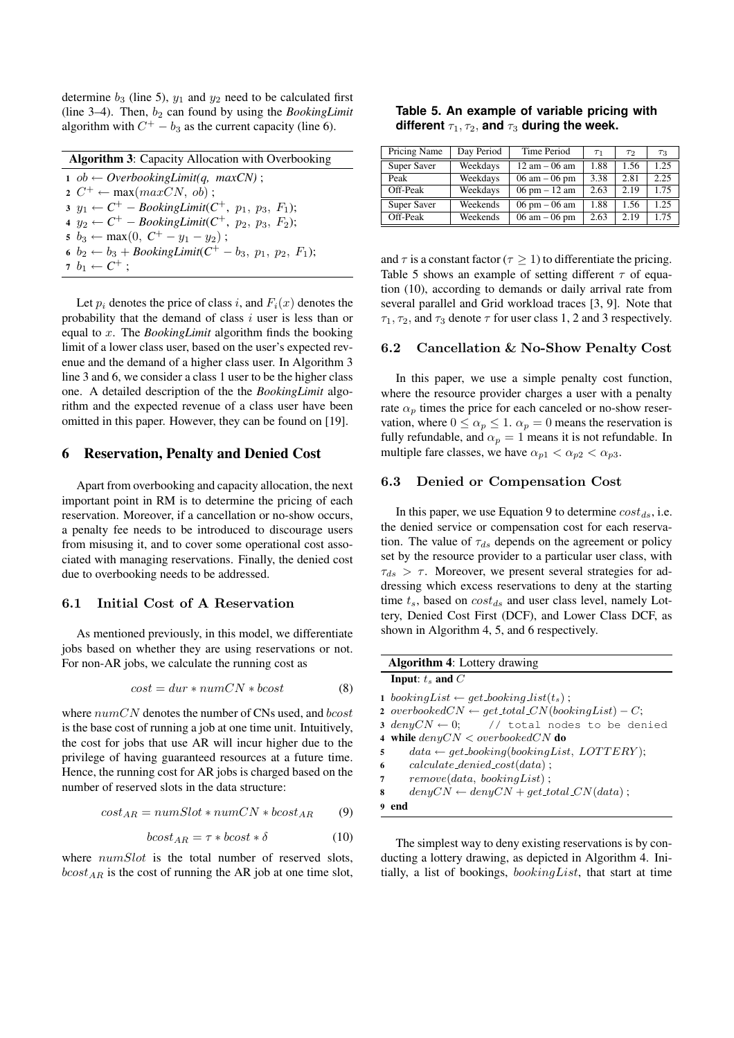determine $b_3$ (line 5), $y_1$ and $y_2$ need to be calculated first (line 3–4). Then, $b_2$ can found by using the *BookingLimit* algorithm with $C^+ - b_3$ as the current capacity (line 6).

**Algorithm 3**: Capacity Allocation with Overbooking

```
1 ob ← OverbookingLimit(q, maxCN) ;
2 C+ ← max(maxCN, ob) ;
3 y1 ← C+ − BookingLimit(C+, p1, p3, F1);
4 y2 ← C+ − BookingLimit(C+, p2, p3, F2);
5 b3 ← max(0, C+ − y1 − y2) ;
6 b2 ← b3 + BookingLimit(C+ − b3, p1, p2, F1);
7 b1 ← C+ ;
```

Let $p_i$ denotes the price of class $i$, and $F_i(x)$ denotes the probability that the demand of class $i$ user is less than or equal to $x$. The *BookingLimit* algorithm finds the booking limit of a lower class user, based on the user's expected revenue and the demand of a higher class user. In Algorithm 3 line 3 and 6, we consider a class 1 user to be the higher class one. A detailed description of the the *BookingLimit* algorithm and the expected revenue of a class user have been omitted in this paper. However, they can be found on [19].

## 6 Reservation, Penalty and Denied Cost

Apart from overbooking and capacity allocation, the next important point in RM is to determine the pricing of each reservation. Moreover, if a cancellation or no-show occurs, a penalty fee needs to be introduced to discourage users from misusing it, and to cover some operational cost associated with managing reservations. Finally, the denied cost due to overbooking needs to be addressed.

### 6.1 Initial Cost of A Reservation

As mentioned previously, in this model, we differentiate jobs based on whether they are using reservations or not. For non-AR jobs, we calculate the running cost as

$$cost = dur * numCN * bcost \quad (8)$$

where $numCN$ denotes the number of CNs used, and $bcost$ is the base cost of running a job at one time unit. Intuitively, the cost for jobs that use AR will incur higher due to the privilege of having guaranteed resources at a future time. Hence, the running cost for AR jobs is charged based on the number of reserved slots in the data structure:

$$cost_{AR} = numSlot * numCN * bcost_{AR} \quad (9)$$

$$bcost_{AR} = \tau * bcost * \delta \quad (10)$$

where $numSlot$ is the total number of reserved slots, $bcost_{AR}$ is the cost of running the AR job at one time slot, and $\tau$ is a constant factor ($\tau \geq 1$) to differentiate the pricing. Table 5 shows an example of setting different $\tau$ of equation (10), according to demands or daily arrival rate from several parallel and Grid workload traces [3, 9]. Note that $\tau_1$, $\tau_2$, and $\tau_3$ denote $\tau$ for user class 1, 2 and 3 respectively.

**Table 5. An example of variable pricing with different $\tau_1, \tau_2$, and $\tau_3$ during the week.**

| Pricing Name | Day Period | Time Period | $\tau_1$ | $\tau_2$ | $\tau_3$ |
|---|---|---|---|---|---|
| Super Saver | Weekdays | 12 am – 06 am | 1.88 | 1.56 | 1.25 |
| Peak | Weekdays | 06 am – 06 pm | 3.38 | 2.81 | 2.25 |
| Off-Peak | Weekdays | 06 pm – 12 am | 2.63 | 2.19 | 1.75 |
| Super Saver | Weekends | 06 pm – 06 am | 1.88 | 1.56 | 1.25 |
| Off-Peak | Weekends | 06 am – 06 pm | 2.63 | 2.19 | 1.75 |

### 6.2 Cancellation & No-Show Penalty Cost

In this paper, we use a simple penalty cost function, where the resource provider charges a user with a penalty rate $\alpha_p$ times the price for each canceled or no-show reservation, where $0 \leq \alpha_p \leq 1$. $\alpha_p = 0$ means the reservation is fully refundable, and $\alpha_p = 1$ means it is not refundable. In multiple fare classes, we have $\alpha_{p1} < \alpha_{p2} < \alpha_{p3}$.

### 6.3 Denied or Compensation Cost

In this paper, we use Equation 9 to determine $cost_{ds}$, i.e. the denied service or compensation cost for each reservation. The value of $\tau_{ds}$ depends on the agreement or policy set by the resource provider to a particular user class, with $\tau_{ds} > \tau$. Moreover, we present several strategies for addressing which excess reservations to deny at the starting time $t_s$, based on $cost_{ds}$ and user class level, namely Lottery, Denied Cost First (DCF), and Lower Class DCF, as shown in Algorithm 4, 5, and 6 respectively.

**Algorithm 4**: Lottery drawing

**Input**: $t_s$ and $C$

```
1 bookingList ← get_booking_list(ts) ;
2 overbookedCN ← get_total_CN(bookingList) − C;
3 denyCN ← 0;      // total nodes to be denied
4 while denyCN < overbookedCN do
5     data ← get_booking(bookingList, LOTTERY);
6     calculate_denied_cost(data) ;
7     remove(data, bookingList) ;
8     denyCN ← denyCN + get_total_CN(data) ;
9 end
```

The simplest way to deny existing reservations is by conducting a lottery drawing, as depicted in Algorithm 4. Initially, a list of bookings, $bookingList$, that start at time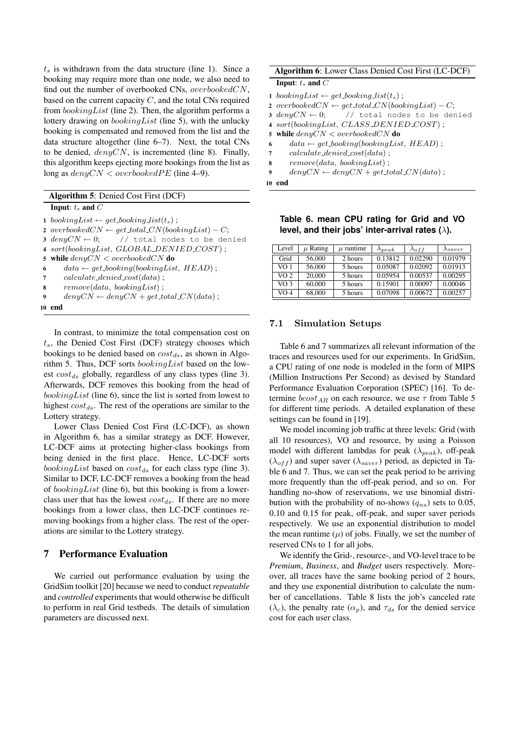$t_s$ is withdrawn from the data structure (line 1). Since a booking may require more than one node, we also need to find out the number of overbooked CNs, $overbookedCN$, based on the current capacity $C$, and the total CNs required from $bookingList$ (line 2). Then, the algorithm performs a lottery drawing on $bookingList$ (line 5), with the unlucky booking is compensated and removed from the list and the data structure altogether (line 6–7). Next, the total CNs to be denied, $denyCN$, is incremented (line 8). Finally, this algorithm keeps ejecting more bookings from the list as long as $denyCN < overbookedPE$ (line 4–9).

**Algorithm 5**: Denied Cost First (DCF)

**Input**: $t_s$ **and** $C$

```
1  bookingList ← get_booking_list(t_s) ;
2  overbookedCN ← get_total_CN(bookingList) − C;
3  denyCN ← 0;      // total nodes to be denied
4  sort(bookingList, GLOBAL_DENIED_COST) ;
5  while denyCN < overbookedCN do
6      data ← get_booking(bookingList, HEAD) ;
7      calculate_denied_cost(data) ;
8      remove(data, bookingList) ;
9      denyCN ← denyCN + get_total_CN(data) ;
10 end
```

In contrast, to minimize the total compensation cost on $t_s$, the Denied Cost First (DCF) strategy chooses which bookings to be denied based on $cost_{ds}$, as shown in Algorithm 5. Thus, DCF sorts $bookingList$ based on the lowest $cost_{ds}$ globally, regardless of any class types (line 3). Afterwards, DCF removes this booking from the head of $bookingList$ (line 6), since the list is sorted from lowest to highest $cost_{ds}$. The rest of the operations are similar to the Lottery strategy.

Lower Class Denied Cost First (LC-DCF), as shown in Algorithm 6, has a similar strategy as DCF. However, LC-DCF aims at protecting higher-class bookings from being denied in the first place. Hence, LC-DCF sorts $bookingList$ based on $cost_{ds}$ for each class type (line 3). Similar to DCF, LC-DCF removes a booking from the head of $bookingList$ (line 6), but this booking is from a lower-class user that has the lowest $cost_{ds}$. If there are no more bookings from a lower class, then LC-DCF continues removing bookings from a higher class. The rest of the operations are similar to the Lottery strategy.

**Algorithm 6**: Lower Class Denied Cost First (LC-DCF)

**Input**: $t_s$ **and** $C$

```
1  bookingList ← get_booking_list(t_s) ;
2  overbookedCN ← get_total_CN(bookingList) − C;
3  denyCN ← 0;      // total nodes to be denied
4  sort(bookingList, CLASS_DENIED_COST) ;
5  while denyCN < overbookedCN do
6      data ← get_booking(bookingList, HEAD) ;
7      calculate_denied_cost(data) ;
8      remove(data, bookingList) ;
9      denyCN ← denyCN + get_total_CN(data) ;
10 end
```

## 7 Performance Evaluation

We carried out performance evaluation by using the GridSim toolkit [20] because we need to conduct *repeatable* and *controlled* experiments that would otherwise be difficult to perform in real Grid testbeds. The details of simulation parameters are discussed next.

**Table 6. mean CPU rating for Grid and VO level, and their jobs' inter-arrival rates ($\lambda$).**

| Level | $\mu$ Rating | $\mu$ runtime | $\lambda_{peak}$ | $\lambda_{off}$ | $\lambda_{saver}$ |
|---|---|---|---|---|---|
| Grid | 56,000 | 2 hours | 0.13812 | 0.02290 | 0.01979 |
| VO 1 | 56,000 | 5 hours | 0.05087 | 0.02092 | 0.01913 |
| VO 2 | 20,000 | 5 hours | 0.05954 | 0.00537 | 0.00295 |
| VO 3 | 60,000 | 5 hours | 0.15901 | 0.00097 | 0.00046 |
| VO 4 | 68,000 | 5 hours | 0.07098 | 0.00672 | 0.00257 |

### 7.1 Simulation Setups

Table 6 and 7 summarizes all relevant information of the traces and resources used for our experiments. In GridSim, a CPU rating of one node is modeled in the form of MIPS (Million Instructions Per Second) as devised by Standard Performance Evaluation Corporation (SPEC) [16]. To determine $bcost_{AR}$ on each resource, we use $\tau$ from Table 5 for different time periods. A detailed explanation of these settings can be found in [19].

We model incoming job traffic at three levels: Grid (with all 10 resources), VO and resource, by using a Poisson model with different lambdas for peak ($\lambda_{peak}$), off-peak ($\lambda_{off}$) and super saver ($\lambda_{saver}$) period, as depicted in Table 6 and 7. Thus, we can set the peak period to be arriving more frequently than the off-peak period, and so on. For handling no-show of reservations, we use binomial distribution with the probability of no-shows ($q_{ns}$) sets to 0.05, 0.10 and 0.15 for peak, off-peak, and super saver periods respectively. We use an exponential distribution to model the mean runtime ($\mu$) of jobs. Finally, we set the number of reserved CNs to 1 for all jobs.

We identify the Grid-, resource-, and VO-level trace to be *Premium*, *Business*, and *Budget* users respectively. Moreover, all traces have the same booking period of 2 hours, and they use exponential distribution to calculate the number of cancellations. Table 8 lists the job's canceled rate ($\lambda_c$), the penalty rate ($\alpha_p$), and $\tau_{ds}$ for the denied service cost for each user class.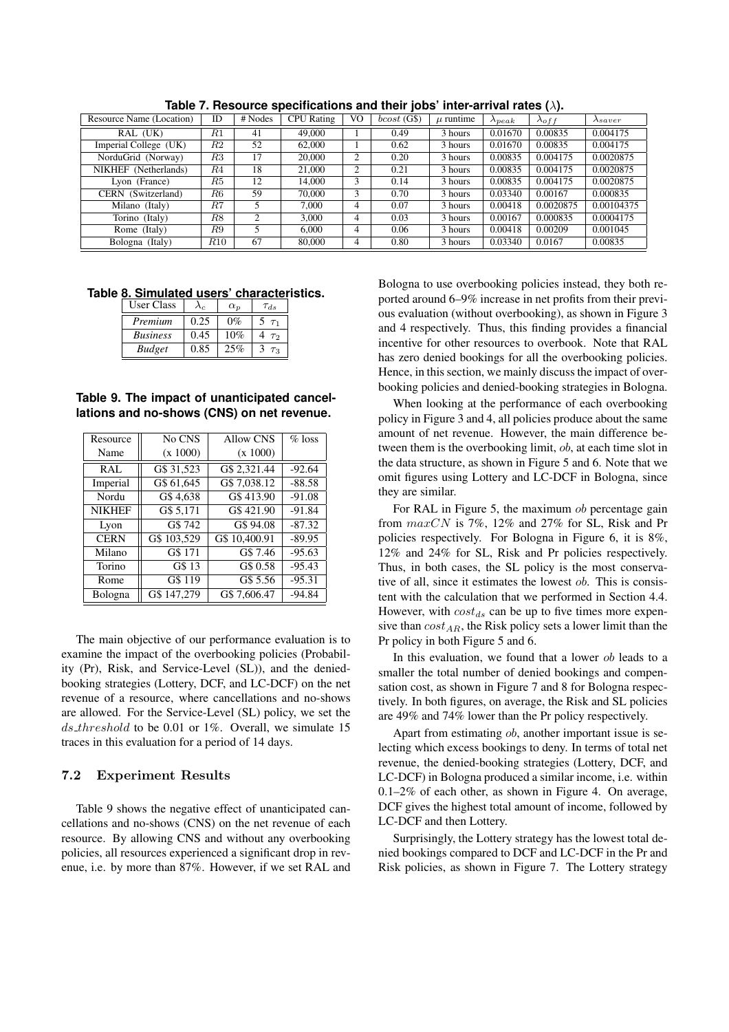**Table 7. Resource specifications and their jobs' inter-arrival rates ($\lambda$).**

| Resource Name (Location) | ID | # Nodes | CPU Rating | VO | $bcost$ (G$) | $\mu$ runtime | $\lambda_{peak}$ | $\lambda_{off}$ | $\lambda_{saver}$ |
|---|---|---|---|---|---|---|---|---|---|
| RAL (UK) | $R1$ | 41 | 49,000 | 1 | 0.49 | 3 hours | 0.01670 | 0.00835 | 0.004175 |
| Imperial College (UK) | $R2$ | 52 | 62,000 | 1 | 0.62 | 3 hours | 0.01670 | 0.00835 | 0.004175 |
| NorduGrid (Norway) | $R3$ | 17 | 20,000 | 2 | 0.20 | 3 hours | 0.00835 | 0.004175 | 0.0020875 |
| NIKHEF (Netherlands) | $R4$ | 18 | 21,000 | 2 | 0.21 | 3 hours | 0.00835 | 0.004175 | 0.0020875 |
| Lyon (France) | $R5$ | 12 | 14,000 | 3 | 0.14 | 3 hours | 0.00835 | 0.004175 | 0.0020875 |
| CERN (Switzerland) | $R6$ | 59 | 70,000 | 3 | 0.70 | 3 hours | 0.03340 | 0.00167 | 0.000835 |
| Milano (Italy) | $R7$ | 5 | 7,000 | 4 | 0.07 | 3 hours | 0.00418 | 0.0020875 | 0.00104375 |
| Torino (Italy) | $R8$ | 2 | 3,000 | 4 | 0.03 | 3 hours | 0.00167 | 0.000835 | 0.0004175 |
| Rome (Italy) | $R9$ | 5 | 6,000 | 4 | 0.06 | 3 hours | 0.00418 | 0.00209 | 0.001045 |
| Bologna (Italy) | $R10$ | 67 | 80,000 | 4 | 0.80 | 3 hours | 0.03340 | 0.0167 | 0.00835 |

**Table 8. Simulated users' characteristics.**

| User Class | $\lambda_c$ | $\alpha_p$ | $\tau_{ds}$ |
|---|---|---|---|
| *Premium* | 0.25 | 0% | 5 $\tau_1$ |
| *Business* | 0.45 | 10% | 4 $\tau_2$ |
| *Budget* | 0.85 | 25% | 3 $\tau_3$ |

**Table 9. The impact of unanticipated cancellations and no-shows (CNS) on net revenue.**

| Resource Name | No CNS (x 1000) | Allow CNS (x 1000) | % loss |
|---|---|---|---|
| RAL | G$ 31,523 | G$ 2,321.44 | -92.64 |
| Imperial | G$ 61,645 | G$ 7,038.12 | -88.58 |
| Nordu | G$ 4,638 | G$ 413.90 | -91.08 |
| NIKHEF | G$ 5,171 | G$ 421.90 | -91.84 |
| Lyon | G$ 742 | G$ 94.08 | -87.32 |
| CERN | G$ 103,529 | G$ 10,400.91 | -89.95 |
| Milano | G$ 171 | G$ 7.46 | -95.63 |
| Torino | G$ 13 | G$ 0.58 | -95.43 |
| Rome | G$ 119 | G$ 5.56 | -95.31 |
| Bologna | G$ 147,279 | G$ 7,606.47 | -94.84 |

The main objective of our performance evaluation is to examine the impact of the overbooking policies (Probability (Pr), Risk, and Service-Level (SL)), and the denied-booking strategies (Lottery, DCF, and LC-DCF) on the net revenue of a resource, where cancellations and no-shows are allowed. For the Service-Level (SL) policy, we set the $ds\_threshold$ to be 0.01 or 1%. Overall, we simulate 15 traces in this evaluation for a period of 14 days.

### 7.2 Experiment Results

Table 9 shows the negative effect of unanticipated cancellations and no-shows (CNS) on the net revenue of each resource. By allowing CNS and without any overbooking policies, all resources experienced a significant drop in revenue, i.e. by more than 87%. However, if we set RAL and Bologna to use overbooking policies instead, they both reported around 6–9% increase in net profits from their previous evaluation (without overbooking), as shown in Figure 3 and 4 respectively. Thus, this finding provides a financial incentive for other resources to overbook. Note that RAL has zero denied bookings for all the overbooking policies. Hence, in this section, we mainly discuss the impact of overbooking policies and denied-booking strategies in Bologna.

When looking at the performance of each overbooking policy in Figure 3 and 4, all policies produce about the same amount of net revenue. However, the main difference between them is the overbooking limit, $ob$, at each time slot in the data structure, as shown in Figure 5 and 6. Note that we omit figures using Lottery and LC-DCF in Bologna, since they are similar.

For RAL in Figure 5, the maximum $ob$ percentage gain from $maxCN$ is 7%, 12% and 27% for SL, Risk and Pr policies respectively. For Bologna in Figure 6, it is 8%, 12% and 24% for SL, Risk and Pr policies respectively. Thus, in both cases, the SL policy is the most conservative of all, since it estimates the lowest $ob$. This is consistent with the calculation that we performed in Section 4.4. However, with $cost_{ds}$ can be up to five times more expensive than $cost_{AR}$, the Risk policy sets a lower limit than the Pr policy in both Figure 5 and 6.

In this evaluation, we found that a lower $ob$ leads to a smaller the total number of denied bookings and compensation cost, as shown in Figure 7 and 8 for Bologna respectively. In both figures, on average, the Risk and SL policies are 49% and 74% lower than the Pr policy respectively.

Apart from estimating $ob$, another important issue is selecting which excess bookings to deny. In terms of total net revenue, the denied-booking strategies (Lottery, DCF, and LC-DCF) in Bologna produced a similar income, i.e. within 0.1–2% of each other, as shown in Figure 4. On average, DCF gives the highest total amount of income, followed by LC-DCF and then Lottery.

Surprisingly, the Lottery strategy has the lowest total denied bookings compared to DCF and LC-DCF in the Pr and Risk policies, as shown in Figure 7. The Lottery strategy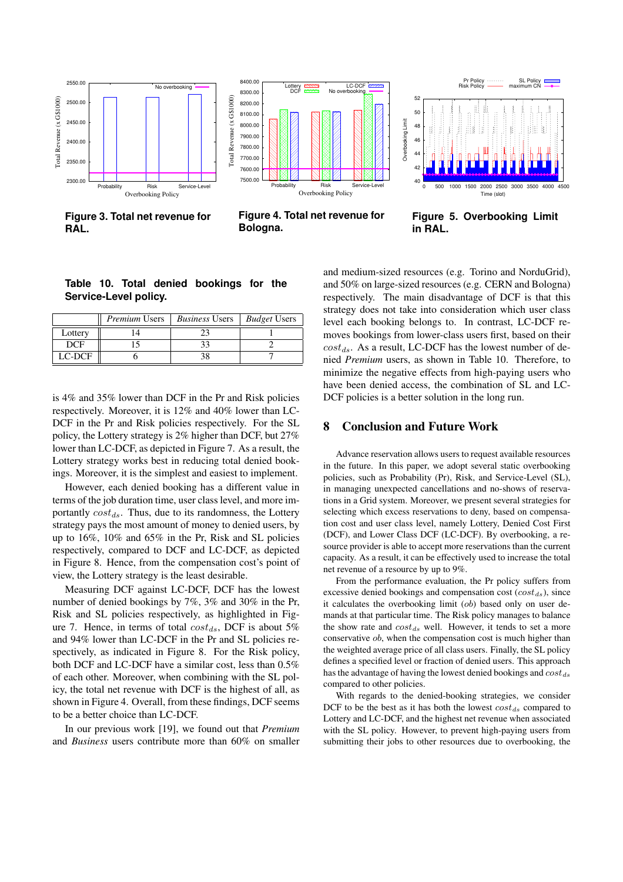Figure 3. Total net revenue for RAL.

Figure 4. Total net revenue for Bologna.

Figure 5. Overbooking Limit in RAL.

**Table 10. Total denied bookings for the Service-Level policy.**

| | *Premium* Users | *Business* Users | *Budget* Users |
|---|---|---|---|
| Lottery | 14 | 23 | 1 |
| DCF | 15 | 33 | 2 |
| LC-DCF | 6 | 38 | 7 |

is 4% and 35% lower than DCF in the Pr and Risk policies respectively. Moreover, it is 12% and 40% lower than LC-DCF in the Pr and Risk policies respectively. For the SL policy, the Lottery strategy is 2% higher than DCF, but 27% lower than LC-DCF, as depicted in Figure 7. As a result, the Lottery strategy works best in reducing total denied bookings. Moreover, it is the simplest and easiest to implement.

However, each denied booking has a different value in terms of the job duration time, user class level, and more importantly $cost_{ds}$. Thus, due to its randomness, the Lottery strategy pays the most amount of money to denied users, by up to 16%, 10% and 65% in the Pr, Risk and SL policies respectively, compared to DCF and LC-DCF, as depicted in Figure 8. Hence, from the compensation cost's point of view, the Lottery strategy is the least desirable.

Measuring DCF against LC-DCF, DCF has the lowest number of denied bookings by 7%, 3% and 30% in the Pr, Risk and SL policies respectively, as highlighted in Figure 7. Hence, in terms of total $cost_{ds}$, DCF is about 5% and 94% lower than LC-DCF in the Pr and SL policies respectively, as indicated in Figure 8. For the Risk policy, both DCF and LC-DCF have a similar cost, less than 0.5% of each other. Moreover, when combining with the SL policy, the total net revenue with DCF is the highest of all, as shown in Figure 4. Overall, from these findings, DCF seems to be a better choice than LC-DCF.

In our previous work [19], we found out that *Premium* and *Business* users contribute more than 60% on smaller and medium-sized resources (e.g. Torino and NorduGrid), and 50% on large-sized resources (e.g. CERN and Bologna) respectively. The main disadvantage of DCF is that this strategy does not take into consideration which user class level each booking belongs to. In contrast, LC-DCF removes bookings from lower-class users first, based on their $cost_{ds}$. As a result, LC-DCF has the lowest number of denied *Premium* users, as shown in Table 10. Therefore, to minimize the negative effects from high-paying users who have been denied access, the combination of SL and LC-DCF policies is a better solution in the long run.

## 8 Conclusion and Future Work

Advance reservation allows users to request available resources in the future. In this paper, we adopt several static overbooking policies, such as Probability (Pr), Risk, and Service-Level (SL), in managing unexpected cancellations and no-shows of reservations in a Grid system. Moreover, we present several strategies for selecting which excess reservations to deny, based on compensation cost and user class level, namely Lottery, Denied Cost First (DCF), and Lower Class DCF (LC-DCF). By overbooking, a resource provider is able to accept more reservations than the current capacity. As a result, it can be effectively used to increase the total net revenue of a resource by up to 9%.

From the performance evaluation, the Pr policy suffers from excessive denied bookings and compensation cost ($cost_{ds}$), since it calculates the overbooking limit ($ob$) based only on user demands at that particular time. The Risk policy manages to balance the show rate and $cost_{ds}$ well. However, it tends to set a more conservative $ob$, when the compensation cost is much higher than the weighted average price of all class users. Finally, the SL policy defines a specified level or fraction of denied users. This approach has the advantage of having the lowest denied bookings and $cost_{ds}$ compared to other policies.

With regards to the denied-booking strategies, we consider DCF to be the best as it has both the lowest $cost_{ds}$ compared to Lottery and LC-DCF, and the highest net revenue when associated with the SL policy. However, to prevent high-paying users from submitting their jobs to other resources due to overbooking, the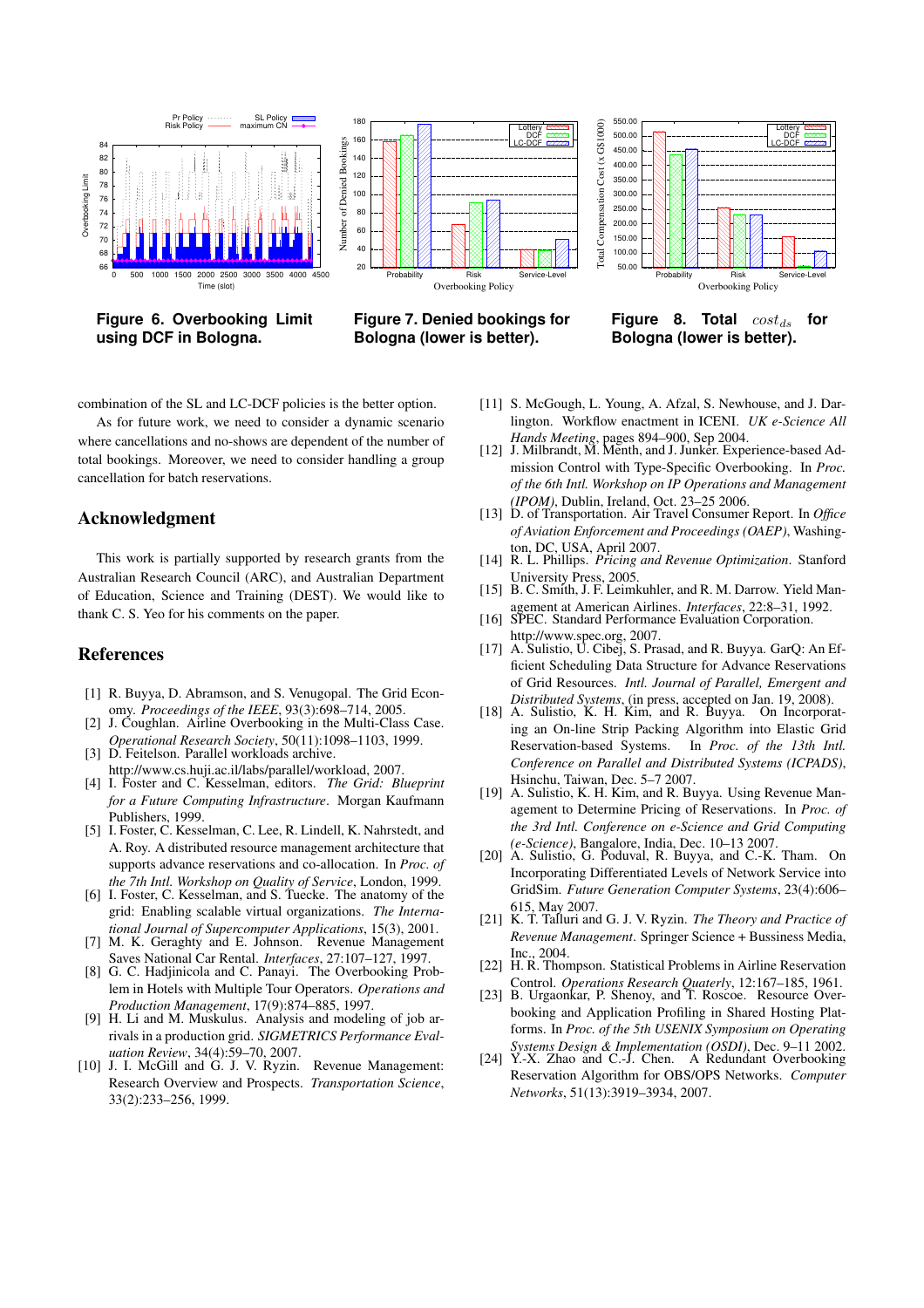Pr Policy
Risk Policy
SL Policy
maximum CN

Overbooking Limit

84
82
80
78
76
74
72
70
68
66

0 500 1000 1500 2000 2500 3000 3500 4000 4500

Time (slot)

**Figure 6. Overbooking Limit using DCF in Bologna.**

Number of Denied Bookings

180
160
140
120
100
80
60
40
20

Lottery
DCF
LC-DCF

Probability Risk Service-Level

Overbooking Policy

**Figure 7. Denied bookings for Bologna (lower is better).**

Total Compensation Cost (x G$1000)

550.00
500.00
450.00
400.00
350.00
300.00
250.00
200.00
150.00
100.00
50.00

Lottery
DCF
LC-DCF

Probability Risk Service-Level

Overbooking Policy

**Figure 8. Total $cost_{ds}$ for Bologna (lower is better).**

combination of the SL and LC-DCF policies is the better option.

As for future work, we need to consider a dynamic scenario where cancellations and no-shows are dependent of the number of total bookings. Moreover, we need to consider handling a group cancellation for batch reservations.

## Acknowledgment

This work is partially supported by research grants from the Australian Research Council (ARC), and Australian Department of Education, Science and Training (DEST). We would like to thank C. S. Yeo for his comments on the paper.

## References

[1] R. Buyya, D. Abramson, and S. Venugopal. The Grid Economy. *Proceedings of the IEEE*, 93(3):698–714, 2005.

[2] J. Coughlan. Airline Overbooking in the Multi-Class Case. *Operational Research Society*, 50(11):1098–1103, 1999.

[3] D. Feitelson. Parallel workloads archive. http://www.cs.huji.ac.il/labs/parallel/workload, 2007.

[4] I. Foster and C. Kesselman, editors. *The Grid: Blueprint for a Future Computing Infrastructure*. Morgan Kaufmann Publishers, 1999.

[5] I. Foster, C. Kesselman, C. Lee, R. Lindell, K. Nahrstedt, and A. Roy. A distributed resource management architecture that supports advance reservations and co-allocation. In *Proc. of the 7th Intl. Workshop on Quality of Service*, London, 1999.

[6] I. Foster, C. Kesselman, and S. Tuecke. The anatomy of the grid: Enabling scalable virtual organizations. *The International Journal of Supercomputer Applications*, 15(3), 2001.

[7] M. K. Geraghty and E. Johnson. Revenue Management Saves National Car Rental. *Interfaces*, 27:107–127, 1997.

[8] G. C. Hadjinicola and C. Panayi. The Overbooking Problem in Hotels with Multiple Tour Operators. *Operations and Production Management*, 17(9):874–885, 1997.

[9] H. Li and M. Muskulus. Analysis and modeling of job arrivals in a production grid. *SIGMETRICS Performance Evaluation Review*, 34(4):59–70, 2007.

[10] J. I. McGill and G. J. V. Ryzin. Revenue Management: Research Overview and Prospects. *Transportation Science*, 33(2):233–256, 1999.

[11] S. McGough, L. Young, A. Afzal, S. Newhouse, and J. Darlington. Workflow enactment in ICENI. *UK e-Science All Hands Meeting*, pages 894–900, Sep 2004.

[12] J. Milbrandt, M. Menth, and J. Junker. Experience-based Admission Control with Type-Specific Overbooking. In *Proc. of the 6th Intl. Workshop on IP Operations and Management (IPOM)*, Dublin, Ireland, Oct. 23–25 2006.

[13] D. of Transportation. Air Travel Consumer Report. In *Office of Aviation Enforcement and Proceedings (OAEP)*, Washington, DC, USA, April 2007.

[14] R. L. Phillips. *Pricing and Revenue Optimization*. Stanford University Press, 2005.

[15] B. C. Smith, J. F. Leimkuhler, and R. M. Darrow. Yield Management at American Airlines. *Interfaces*, 22:8–31, 1992.

[16] SPEC. Standard Performance Evaluation Corporation. http://www.spec.org, 2007.

[17] A. Sulistio, U. Cibej, S. Prasad, and R. Buyya. GarQ: An Efficient Scheduling Data Structure for Advance Reservations of Grid Resources. *Intl. Journal of Parallel, Emergent and Distributed Systems*, (in press, accepted on Jan. 19, 2008).

[18] A. Sulistio, K. H. Kim, and R. Buyya. On Incorporating an On-line Strip Packing Algorithm into Elastic Grid Reservation-based Systems. In *Proc. of the 13th Intl. Conference on Parallel and Distributed Systems (ICPADS)*, Hsinchu, Taiwan, Dec. 5–7 2007.

[19] A. Sulistio, K. H. Kim, and R. Buyya. Using Revenue Management to Determine Pricing of Reservations. In *Proc. of the 3rd Intl. Conference on e-Science and Grid Computing (e-Science)*, Bangalore, India, Dec. 10–13 2007.

[20] A. Sulistio, G. Poduval, R. Buyya, and C.-K. Tham. On Incorporating Differentiated Levels of Network Service into GridSim. *Future Generation Computer Systems*, 23(4):606–615, May 2007.

[21] K. T. Talluri and G. J. V. Ryzin. *The Theory and Practice of Revenue Management*. Springer Science + Bussiness Media, Inc., 2004.

[22] H. R. Thompson. Statistical Problems in Airline Reservation Control. *Operations Research Quaterly*, 12:167–185, 1961.

[23] B. Urgaonkar, P. Shenoy, and T. Roscoe. Resource Overbooking and Application Profiling in Shared Hosting Platforms. In *Proc. of the 5th USENIX Symposium on Operating Systems Design & Implementation (OSDI)*, Dec. 9–11 2002.

[24] Y.-X. Zhao and C.-J. Chen. A Redundant Overbooking Reservation Algorithm for OBS/OPS Networks. *Computer Networks*, 51(13):3919–3934, 2007.